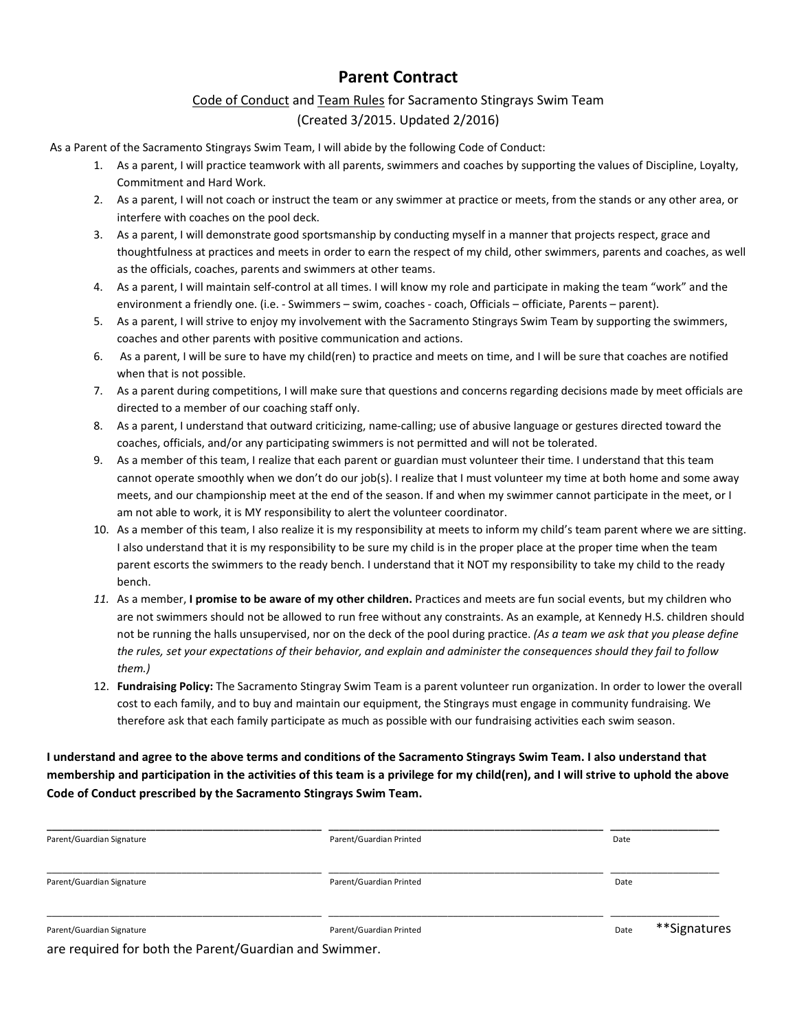# Parent Contract

Code of Conduct and Team Rules for Sacramento Stingrays Swim Team
(Created 3/2015. Updated 2/2016)

As a Parent of the Sacramento Stingrays Swim Team, I will abide by the following Code of Conduct:

1. As a parent, I will practice teamwork with all parents, swimmers and coaches by supporting the values of Discipline, Loyalty, Commitment and Hard Work.
2. As a parent, I will not coach or instruct the team or any swimmer at practice or meets, from the stands or any other area, or interfere with coaches on the pool deck.
3. As a parent, I will demonstrate good sportsmanship by conducting myself in a manner that projects respect, grace and thoughtfulness at practices and meets in order to earn the respect of my child, other swimmers, parents and coaches, as well as the officials, coaches, parents and swimmers at other teams.
4. As a parent, I will maintain self-control at all times. I will know my role and participate in making the team "work" and the environment a friendly one. (i.e. - Swimmers – swim, coaches - coach, Officials – officiate, Parents – parent).
5. As a parent, I will strive to enjoy my involvement with the Sacramento Stingrays Swim Team by supporting the swimmers, coaches and other parents with positive communication and actions.
6. As a parent, I will be sure to have my child(ren) to practice and meets on time, and I will be sure that coaches are notified when that is not possible.
7. As a parent during competitions, I will make sure that questions and concerns regarding decisions made by meet officials are directed to a member of our coaching staff only.
8. As a parent, I understand that outward criticizing, name-calling; use of abusive language or gestures directed toward the coaches, officials, and/or any participating swimmers is not permitted and will not be tolerated.
9. As a member of this team, I realize that each parent or guardian must volunteer their time. I understand that this team cannot operate smoothly when we don't do our job(s). I realize that I must volunteer my time at both home and some away meets, and our championship meet at the end of the season. If and when my swimmer cannot participate in the meet, or I am not able to work, it is MY responsibility to alert the volunteer coordinator.
10. As a member of this team, I also realize it is my responsibility at meets to inform my child's team parent where we are sitting. I also understand that it is my responsibility to be sure my child is in the proper place at the proper time when the team parent escorts the swimmers to the ready bench. I understand that it NOT my responsibility to take my child to the ready bench.
11. As a member, **I promise to be aware of my other children.** Practices and meets are fun social events, but my children who are not swimmers should not be allowed to run free without any constraints. As an example, at Kennedy H.S. children should not be running the halls unsupervised, nor on the deck of the pool during practice. *(As a team we ask that you please define the rules, set your expectations of their behavior, and explain and administer the consequences should they fail to follow them.)*
12. **Fundraising Policy:** The Sacramento Stingray Swim Team is a parent volunteer run organization. In order to lower the overall cost to each family, and to buy and maintain our equipment, the Stingrays must engage in community fundraising. We therefore ask that each family participate as much as possible with our fundraising activities each swim season.

**I understand and agree to the above terms and conditions of the Sacramento Stingrays Swim Team. I also understand that membership and participation in the activities of this team is a privilege for my child(ren), and I will strive to uphold the above Code of Conduct prescribed by the Sacramento Stingrays Swim Team.**

| Parent/Guardian Signature | Parent/Guardian Printed | Date |
|---|---|---|
| | | |
| Parent/Guardian Signature | Parent/Guardian Printed | Date |
| | | |
| Parent/Guardian Signature | Parent/Guardian Printed | Date |

**Signatures are required for both the Parent/Guardian and Swimmer.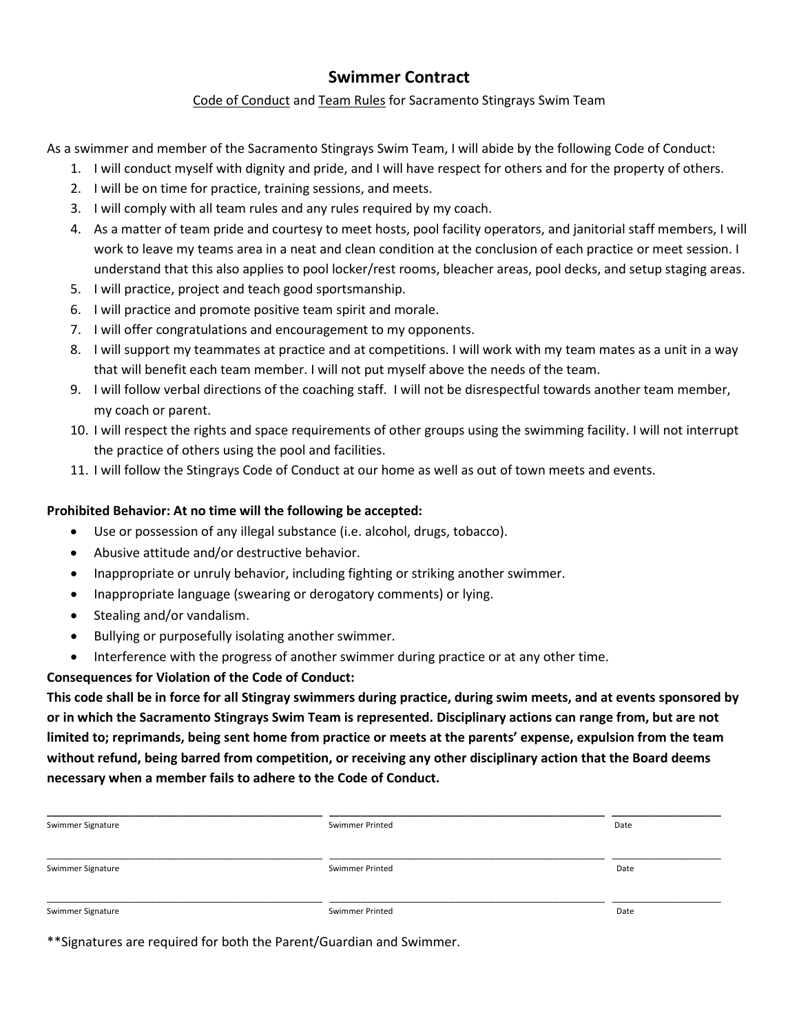# Swimmer Contract

Code of Conduct and Team Rules for Sacramento Stingrays Swim Team

As a swimmer and member of the Sacramento Stingrays Swim Team, I will abide by the following Code of Conduct:

1. I will conduct myself with dignity and pride, and I will have respect for others and for the property of others.
2. I will be on time for practice, training sessions, and meets.
3. I will comply with all team rules and any rules required by my coach.
4. As a matter of team pride and courtesy to meet hosts, pool facility operators, and janitorial staff members, I will work to leave my teams area in a neat and clean condition at the conclusion of each practice or meet session. I understand that this also applies to pool locker/rest rooms, bleacher areas, pool decks, and setup staging areas.
5. I will practice, project and teach good sportsmanship.
6. I will practice and promote positive team spirit and morale.
7. I will offer congratulations and encouragement to my opponents.
8. I will support my teammates at practice and at competitions. I will work with my team mates as a unit in a way that will benefit each team member. I will not put myself above the needs of the team.
9. I will follow verbal directions of the coaching staff. I will not be disrespectful towards another team member, my coach or parent.
10. I will respect the rights and space requirements of other groups using the swimming facility. I will not interrupt the practice of others using the pool and facilities.
11. I will follow the Stingrays Code of Conduct at our home as well as out of town meets and events.

**Prohibited Behavior: At no time will the following be accepted:**

- Use or possession of any illegal substance (i.e. alcohol, drugs, tobacco).
- Abusive attitude and/or destructive behavior.
- Inappropriate or unruly behavior, including fighting or striking another swimmer.
- Inappropriate language (swearing or derogatory comments) or lying.
- Stealing and/or vandalism.
- Bullying or purposefully isolating another swimmer.
- Interference with the progress of another swimmer during practice or at any other time.

**Consequences for Violation of the Code of Conduct:**

**This code shall be in force for all Stingray swimmers during practice, during swim meets, and at events sponsored by or in which the Sacramento Stingrays Swim Team is represented. Disciplinary actions can range from, but are not limited to; reprimands, being sent home from practice or meets at the parents' expense, expulsion from the team without refund, being barred from competition, or receiving any other disciplinary action that the Board deems necessary when a member fails to adhere to the Code of Conduct.**

| Swimmer Signature | Swimmer Printed | Date |
|---|---|---|
| | | |

| Swimmer Signature | Swimmer Printed | Date |
|---|---|---|
| | | |

| Swimmer Signature | Swimmer Printed | Date |
|---|---|---|
| | | |

**Signatures are required for both the Parent/Guardian and Swimmer.